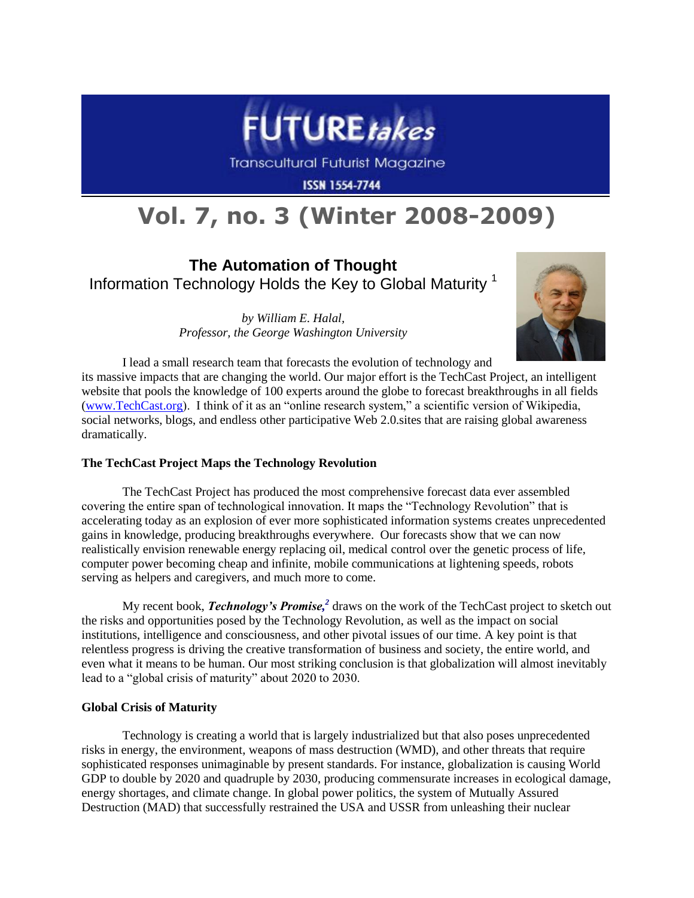FUTURE *takes*

Transcultural Futurist Magazine

ISSN 1554-7744

# Vol. 7, no. 3 (Winter 2008-2009)

## The Automation of Thought

Information Technology Holds the Key to Global Maturity [1]

*by William E. Halal,*
*Professor, the George Washington University*

I lead a small research team that forecasts the evolution of technology and its massive impacts that are changing the world. Our major effort is the TechCast Project, an intelligent website that pools the knowledge of 100 experts around the globe to forecast breakthroughs in all fields (www.TechCast.org). I think of it as an "online research system," a scientific version of Wikipedia, social networks, blogs, and endless other participative Web 2.0.sites that are raising global awareness dramatically.

### The TechCast Project Maps the Technology Revolution

The TechCast Project has produced the most comprehensive forecast data ever assembled covering the entire span of technological innovation. It maps the "Technology Revolution" that is accelerating today as an explosion of ever more sophisticated information systems creates unprecedented gains in knowledge, producing breakthroughs everywhere. Our forecasts show that we can now realistically envision renewable energy replacing oil, medical control over the genetic process of life, computer power becoming cheap and infinite, mobile communications at lightening speeds, robots serving as helpers and caregivers, and much more to come.

My recent book, ***Technology's Promise,***[2] draws on the work of the TechCast project to sketch out the risks and opportunities posed by the Technology Revolution, as well as the impact on social institutions, intelligence and consciousness, and other pivotal issues of our time. A key point is that relentless progress is driving the creative transformation of business and society, the entire world, and even what it means to be human. Our most striking conclusion is that globalization will almost inevitably lead to a "global crisis of maturity" about 2020 to 2030.

### Global Crisis of Maturity

Technology is creating a world that is largely industrialized but that also poses unprecedented risks in energy, the environment, weapons of mass destruction (WMD), and other threats that require sophisticated responses unimaginable by present standards. For instance, globalization is causing World GDP to double by 2020 and quadruple by 2030, producing commensurate increases in ecological damage, energy shortages, and climate change. In global power politics, the system of Mutually Assured Destruction (MAD) that successfully restrained the USA and USSR from unleashing their nuclear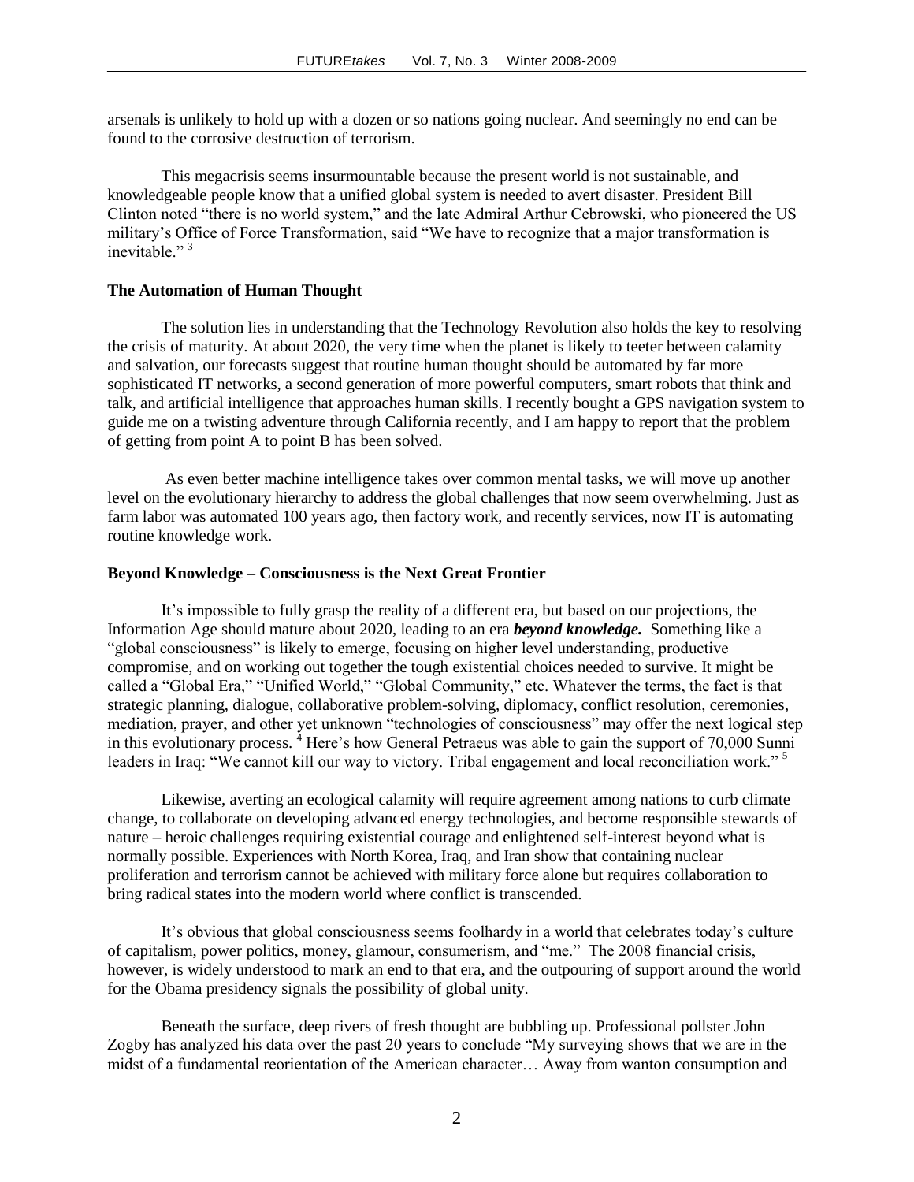arsenals is unlikely to hold up with a dozen or so nations going nuclear. And seemingly no end can be found to the corrosive destruction of terrorism.

This megacrisis seems insurmountable because the present world is not sustainable, and knowledgeable people know that a unified global system is needed to avert disaster. President Bill Clinton noted "there is no world system," and the late Admiral Arthur Cebrowski, who pioneered the US military's Office of Force Transformation, said "We have to recognize that a major transformation is inevitable." [3]

**The Automation of Human Thought**

The solution lies in understanding that the Technology Revolution also holds the key to resolving the crisis of maturity. At about 2020, the very time when the planet is likely to teeter between calamity and salvation, our forecasts suggest that routine human thought should be automated by far more sophisticated IT networks, a second generation of more powerful computers, smart robots that think and talk, and artificial intelligence that approaches human skills. I recently bought a GPS navigation system to guide me on a twisting adventure through California recently, and I am happy to report that the problem of getting from point A to point B has been solved.

As even better machine intelligence takes over common mental tasks, we will move up another level on the evolutionary hierarchy to address the global challenges that now seem overwhelming. Just as farm labor was automated 100 years ago, then factory work, and recently services, now IT is automating routine knowledge work.

**Beyond Knowledge – Consciousness is the Next Great Frontier**

It's impossible to fully grasp the reality of a different era, but based on our projections, the Information Age should mature about 2020, leading to an era ***beyond knowledge.*** Something like a "global consciousness" is likely to emerge, focusing on higher level understanding, productive compromise, and on working out together the tough existential choices needed to survive. It might be called a "Global Era," "Unified World," "Global Community," etc. Whatever the terms, the fact is that strategic planning, dialogue, collaborative problem-solving, diplomacy, conflict resolution, ceremonies, mediation, prayer, and other yet unknown "technologies of consciousness" may offer the next logical step in this evolutionary process. [4] Here's how General Petraeus was able to gain the support of 70,000 Sunni leaders in Iraq: "We cannot kill our way to victory. Tribal engagement and local reconciliation work." [5]

Likewise, averting an ecological calamity will require agreement among nations to curb climate change, to collaborate on developing advanced energy technologies, and become responsible stewards of nature – heroic challenges requiring existential courage and enlightened self-interest beyond what is normally possible. Experiences with North Korea, Iraq, and Iran show that containing nuclear proliferation and terrorism cannot be achieved with military force alone but requires collaboration to bring radical states into the modern world where conflict is transcended.

It's obvious that global consciousness seems foolhardy in a world that celebrates today's culture of capitalism, power politics, money, glamour, consumerism, and "me." The 2008 financial crisis, however, is widely understood to mark an end to that era, and the outpouring of support around the world for the Obama presidency signals the possibility of global unity.

Beneath the surface, deep rivers of fresh thought are bubbling up. Professional pollster John Zogby has analyzed his data over the past 20 years to conclude "My surveying shows that we are in the midst of a fundamental reorientation of the American character… Away from wanton consumption and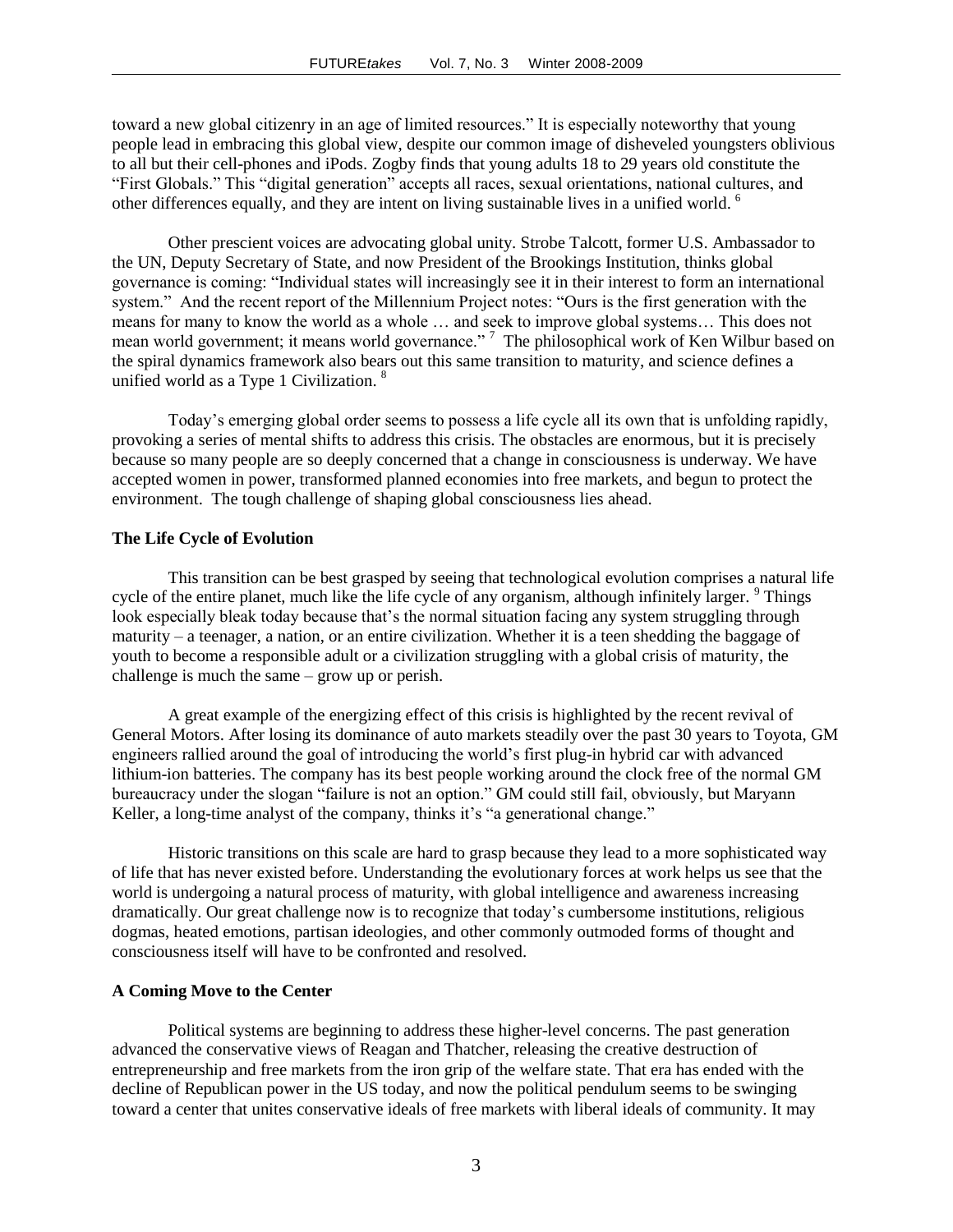toward a new global citizenry in an age of limited resources." It is especially noteworthy that young people lead in embracing this global view, despite our common image of disheveled youngsters oblivious to all but their cell-phones and iPods. Zogby finds that young adults 18 to 29 years old constitute the "First Globals." This "digital generation" accepts all races, sexual orientations, national cultures, and other differences equally, and they are intent on living sustainable lives in a unified world. [6]

Other prescient voices are advocating global unity. Strobe Talcott, former U.S. Ambassador to the UN, Deputy Secretary of State, and now President of the Brookings Institution, thinks global governance is coming: "Individual states will increasingly see it in their interest to form an international system." And the recent report of the Millennium Project notes: "Ours is the first generation with the means for many to know the world as a whole … and seek to improve global systems… This does not mean world government; it means world governance." [7] The philosophical work of Ken Wilbur based on the spiral dynamics framework also bears out this same transition to maturity, and science defines a unified world as a Type 1 Civilization. [8]

Today's emerging global order seems to possess a life cycle all its own that is unfolding rapidly, provoking a series of mental shifts to address this crisis. The obstacles are enormous, but it is precisely because so many people are so deeply concerned that a change in consciousness is underway. We have accepted women in power, transformed planned economies into free markets, and begun to protect the environment. The tough challenge of shaping global consciousness lies ahead.

**The Life Cycle of Evolution**

This transition can be best grasped by seeing that technological evolution comprises a natural life cycle of the entire planet, much like the life cycle of any organism, although infinitely larger. [9] Things look especially bleak today because that's the normal situation facing any system struggling through maturity – a teenager, a nation, or an entire civilization. Whether it is a teen shedding the baggage of youth to become a responsible adult or a civilization struggling with a global crisis of maturity, the challenge is much the same – grow up or perish.

A great example of the energizing effect of this crisis is highlighted by the recent revival of General Motors. After losing its dominance of auto markets steadily over the past 30 years to Toyota, GM engineers rallied around the goal of introducing the world's first plug-in hybrid car with advanced lithium-ion batteries. The company has its best people working around the clock free of the normal GM bureaucracy under the slogan "failure is not an option." GM could still fail, obviously, but Maryann Keller, a long-time analyst of the company, thinks it's "a generational change."

Historic transitions on this scale are hard to grasp because they lead to a more sophisticated way of life that has never existed before. Understanding the evolutionary forces at work helps us see that the world is undergoing a natural process of maturity, with global intelligence and awareness increasing dramatically. Our great challenge now is to recognize that today's cumbersome institutions, religious dogmas, heated emotions, partisan ideologies, and other commonly outmoded forms of thought and consciousness itself will have to be confronted and resolved.

**A Coming Move to the Center**

Political systems are beginning to address these higher-level concerns. The past generation advanced the conservative views of Reagan and Thatcher, releasing the creative destruction of entrepreneurship and free markets from the iron grip of the welfare state. That era has ended with the decline of Republican power in the US today, and now the political pendulum seems to be swinging toward a center that unites conservative ideals of free markets with liberal ideals of community. It may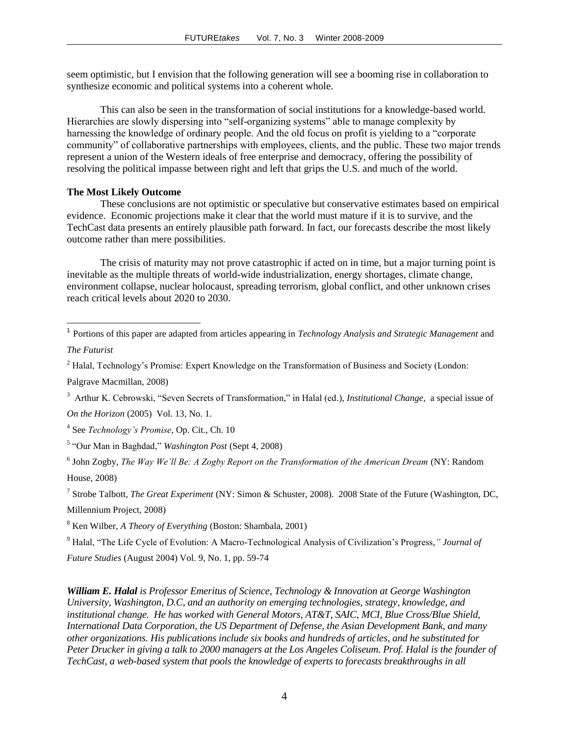seem optimistic, but I envision that the following generation will see a booming rise in collaboration to synthesize economic and political systems into a coherent whole.

This can also be seen in the transformation of social institutions for a knowledge-based world. Hierarchies are slowly dispersing into "self-organizing systems" able to manage complexity by harnessing the knowledge of ordinary people. And the old focus on profit is yielding to a "corporate community" of collaborative partnerships with employees, clients, and the public. These two major trends represent a union of the Western ideals of free enterprise and democracy, offering the possibility of resolving the political impasse between right and left that grips the U.S. and much of the world.

**The Most Likely Outcome**

These conclusions are not optimistic or speculative but conservative estimates based on empirical evidence. Economic projections make it clear that the world must mature if it is to survive, and the TechCast data presents an entirely plausible path forward. In fact, our forecasts describe the most likely outcome rather than mere possibilities.

The crisis of maturity may not prove catastrophic if acted on in time, but a major turning point is inevitable as the multiple threats of world-wide industrialization, energy shortages, climate change, environment collapse, nuclear holocaust, spreading terrorism, global conflict, and other unknown crises reach critical levels about 2020 to 2030.

---

[1] Portions of this paper are adapted from articles appearing in *Technology Analysis and Strategic Management* and *The Futurist*

[2] Halal, Technology's Promise: Expert Knowledge on the Transformation of Business and Society (London: Palgrave Macmillan, 2008)

[3] Arthur K. Cebrowski, "Seven Secrets of Transformation," in Halal (ed.), *Institutional Change,* a special issue of *On the Horizon* (2005) Vol. 13, No. 1.

[4] See *Technology's Promise*, Op. Cit., Ch. 10

[5] "Our Man in Baghdad," *Washington Post* (Sept 4, 2008)

[6] John Zogby, *The Way We'll Be: A Zogby Report on the Transformation of the American Dream* (NY: Random House, 2008)

[7] Strobe Talbott, *The Great Experiment* (NY: Simon & Schuster, 2008). 2008 State of the Future (Washington, DC, Millennium Project, 2008)

[8] Ken Wilber, *A Theory of Everything* (Boston: Shambala, 2001)

[9] Halal, "The Life Cycle of Evolution: A Macro-Technological Analysis of Civilization's Progress*," Journal of Future Studies* (August 2004) Vol. 9, No. 1, pp. 59-74

***William E. Halal*** *is Professor Emeritus of Science, Technology & Innovation at George Washington University, Washington, D.C, and an authority on emerging technologies, strategy, knowledge, and institutional change. He has worked with General Motors, AT&T, SAIC, MCI, Blue Cross/Blue Shield, International Data Corporation, the US Department of Defense, the Asian Development Bank, and many other organizations. His publications include six books and hundreds of articles, and he substituted for Peter Drucker in giving a talk to 2000 managers at the Los Angeles Coliseum. Prof. Halal is the founder of TechCast, a web-based system that pools the knowledge of experts to forecasts breakthroughs in all*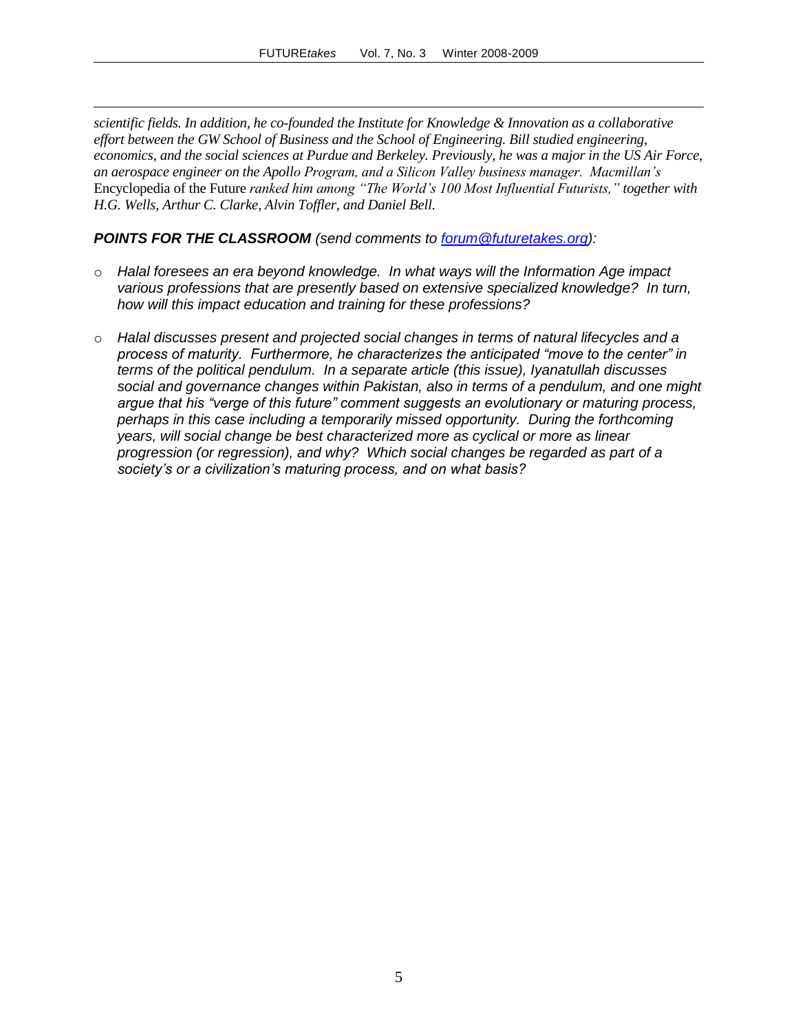*scientific fields. In addition, he co-founded the Institute for Knowledge & Innovation as a collaborative effort between the GW School of Business and the School of Engineering. Bill studied engineering, economics, and the social sciences at Purdue and Berkeley. Previously, he was a major in the US Air Force, an aerospace engineer on the Apollo Program, and a Silicon Valley business manager. Macmillan's* Encyclopedia of the Future *ranked him among "The World's 100 Most Influential Futurists," together with H.G. Wells, Arthur C. Clarke, Alvin Toffler, and Daniel Bell.*

***POINTS FOR THE CLASSROOM** (send comments to [forum@futuretakes.org](mailto:forum@futuretakes.org)):*

- *Halal foresees an era beyond knowledge. In what ways will the Information Age impact various professions that are presently based on extensive specialized knowledge? In turn, how will this impact education and training for these professions?*
- *Halal discusses present and projected social changes in terms of natural lifecycles and a process of maturity. Furthermore, he characterizes the anticipated "move to the center" in terms of the political pendulum. In a separate article (this issue), Iyanatullah discusses social and governance changes within Pakistan, also in terms of a pendulum, and one might argue that his "verge of this future" comment suggests an evolutionary or maturing process, perhaps in this case including a temporarily missed opportunity. During the forthcoming years, will social change be best characterized more as cyclical or more as linear progression (or regression), and why? Which social changes be regarded as part of a society's or a civilization's maturing process, and on what basis?*